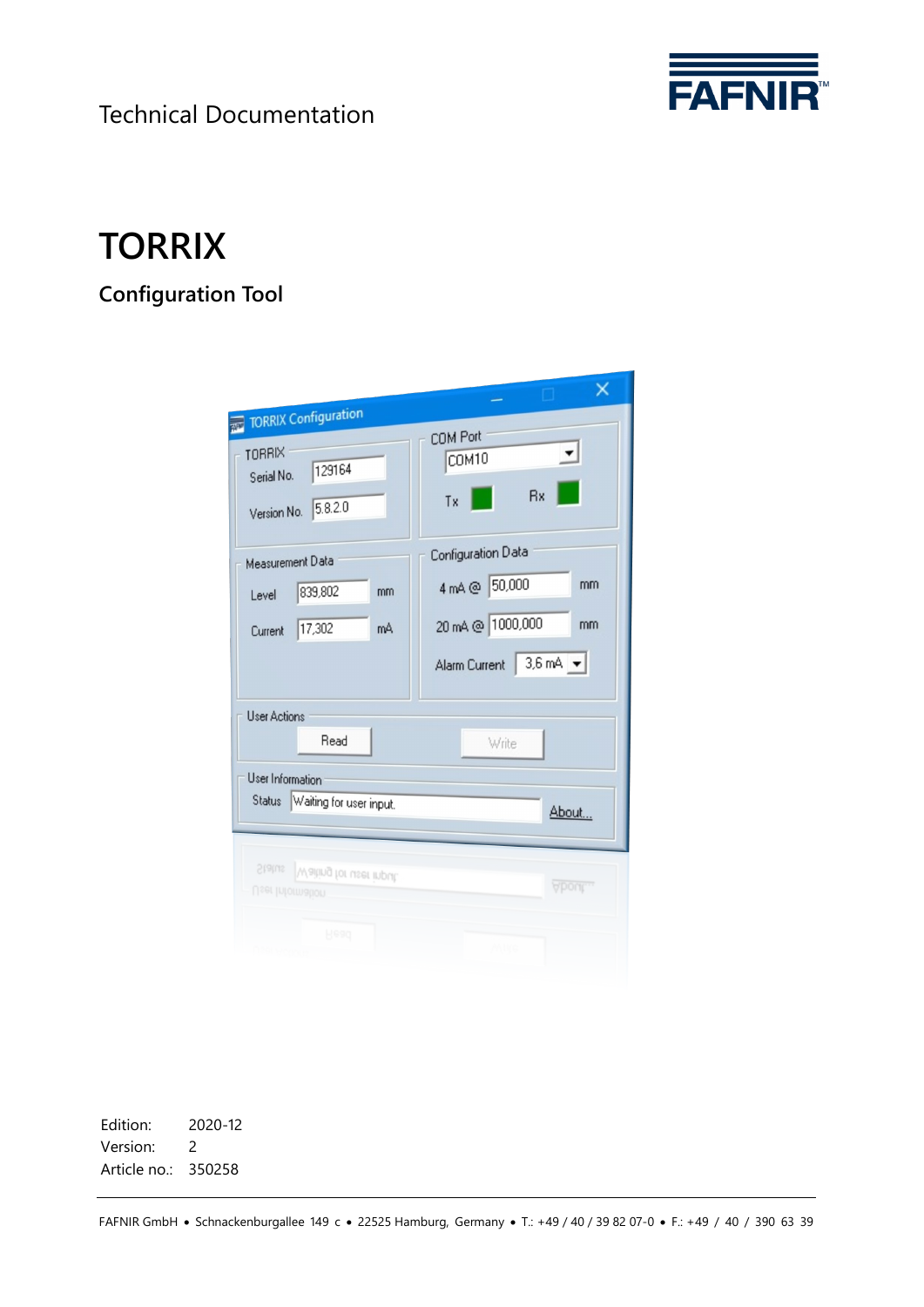Technical Documentation

# TORRIX

## Configuration Tool

Edition: 2020-12
Version: 2
Article no.: 350258

FAFNIR GmbH • Schnackenburgallee 149 c • 22525 Hamburg, Germany • T.: +49 / 40 / 39 82 07-0 • F.: +49 / 40 / 390 63 39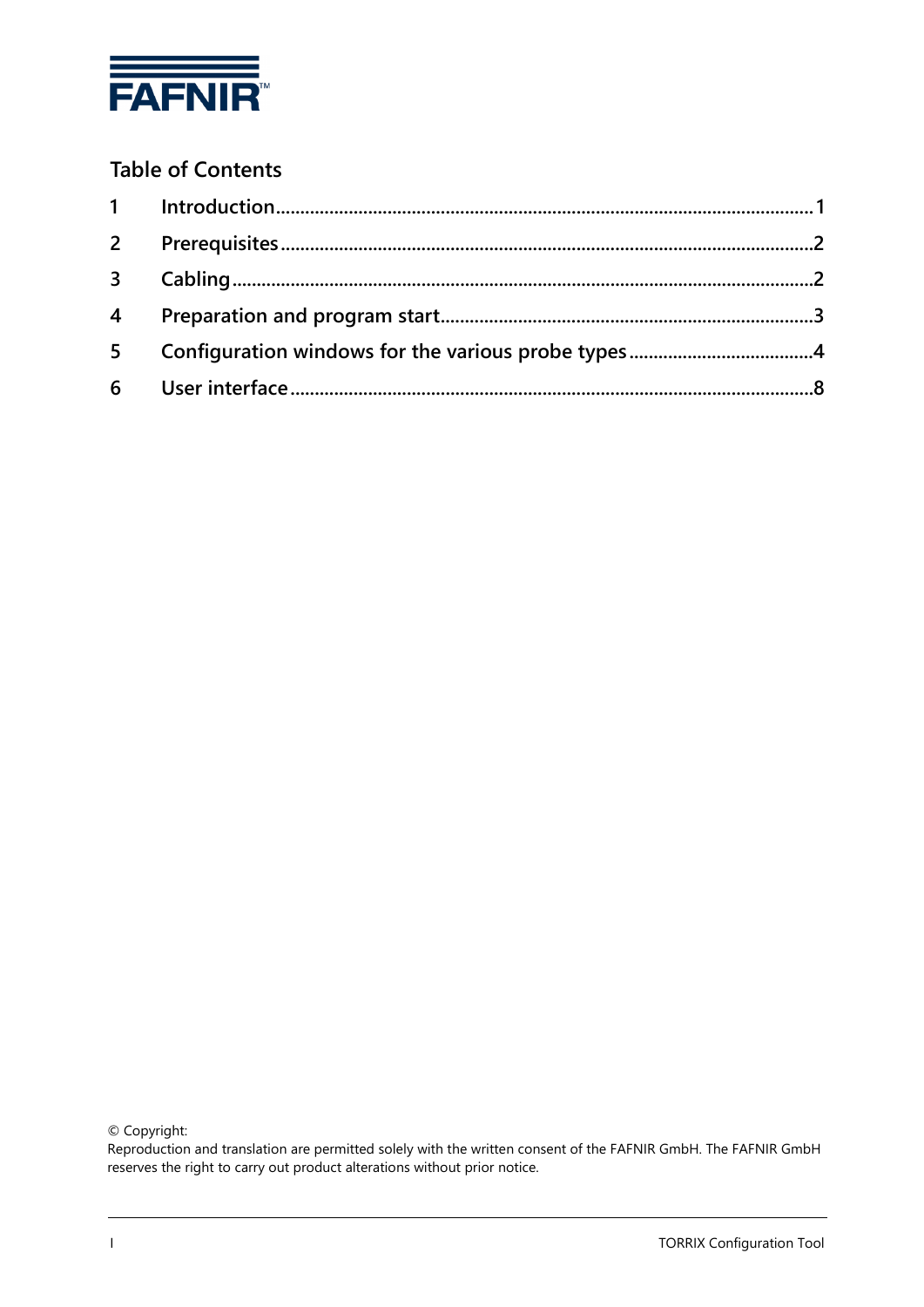## Table of Contents

1 Introduction ........................................................................................................1
2 Prerequisites .......................................................................................................2
3 Cabling ..................................................................................................................2
4 Preparation and program start.......................................................................3
5 Configuration windows for the various probe types ...................................4
6 User interface ......................................................................................................8

© Copyright:
Reproduction and translation are permitted solely with the written consent of the FAFNIR GmbH. The FAFNIR GmbH reserves the right to carry out product alterations without prior notice.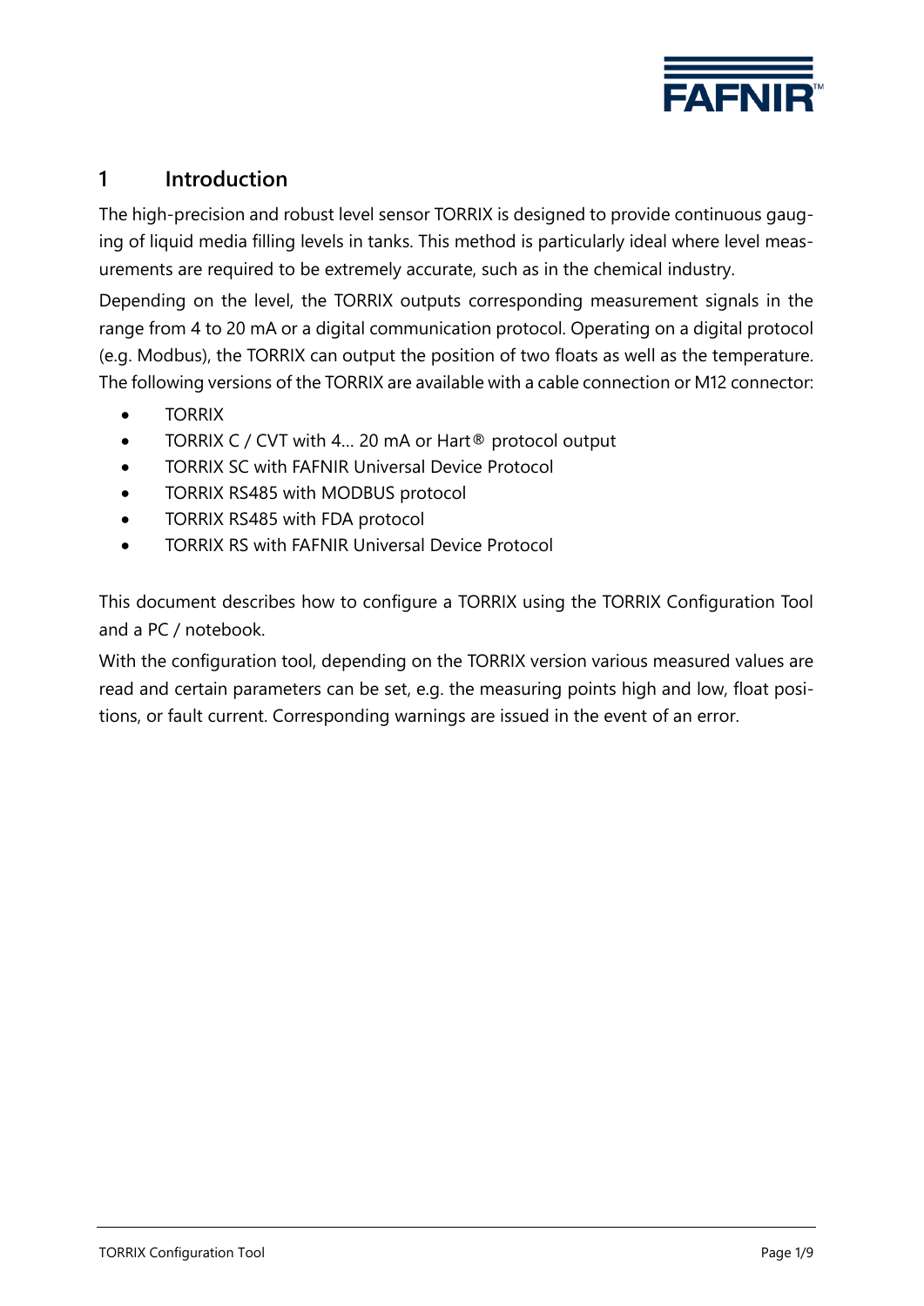## 1 Introduction

The high-precision and robust level sensor TORRIX is designed to provide continuous gauging of liquid media filling levels in tanks. This method is particularly ideal where level measurements are required to be extremely accurate, such as in the chemical industry.

Depending on the level, the TORRIX outputs corresponding measurement signals in the range from 4 to 20 mA or a digital communication protocol. Operating on a digital protocol (e.g. Modbus), the TORRIX can output the position of two floats as well as the temperature. The following versions of the TORRIX are available with a cable connection or M12 connector:

- TORRIX
- TORRIX C / CVT with 4... 20 mA or Hart® protocol output
- TORRIX SC with FAFNIR Universal Device Protocol
- TORRIX RS485 with MODBUS protocol
- TORRIX RS485 with FDA protocol
- TORRIX RS with FAFNIR Universal Device Protocol

This document describes how to configure a TORRIX using the TORRIX Configuration Tool and a PC / notebook.

With the configuration tool, depending on the TORRIX version various measured values are read and certain parameters can be set, e.g. the measuring points high and low, float positions, or fault current. Corresponding warnings are issued in the event of an error.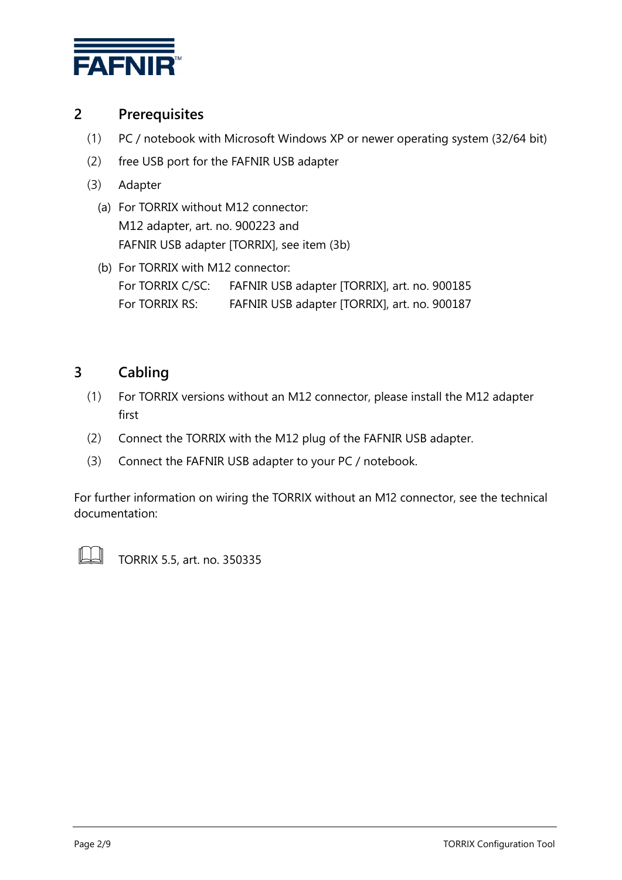## 2 Prerequisites

(1) PC / notebook with Microsoft Windows XP or newer operating system (32/64 bit)

(2) free USB port for the FAFNIR USB adapter

(3) Adapter

(a) For TORRIX without M12 connector:
M12 adapter, art. no. 900223 and
FAFNIR USB adapter [TORRIX], see item (3b)

(b) For TORRIX with M12 connector:
For TORRIX C/SC: FAFNIR USB adapter [TORRIX], art. no. 900185
For TORRIX RS: FAFNIR USB adapter [TORRIX], art. no. 900187

## 3 Cabling

(1) For TORRIX versions without an M12 connector, please install the M12 adapter first

(2) Connect the TORRIX with the M12 plug of the FAFNIR USB adapter.

(3) Connect the FAFNIR USB adapter to your PC / notebook.

For further information on wiring the TORRIX without an M12 connector, see the technical documentation:

TORRIX 5.5, art. no. 350335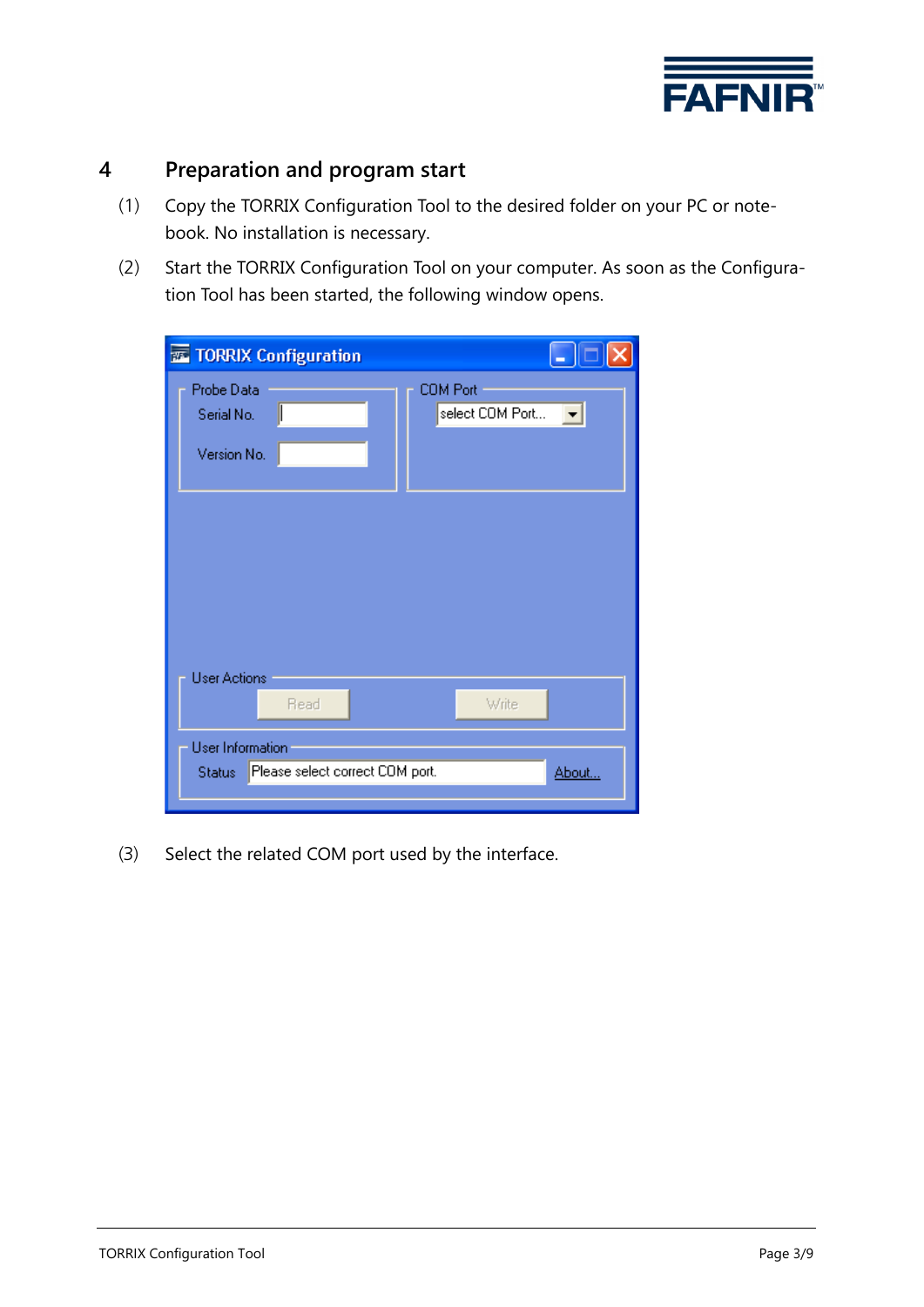# 4 Preparation and program start

(1) Copy the TORRIX Configuration Tool to the desired folder on your PC or notebook. No installation is necessary.

(2) Start the TORRIX Configuration Tool on your computer. As soon as the Configuration Tool has been started, the following window opens.

(3) Select the related COM port used by the interface.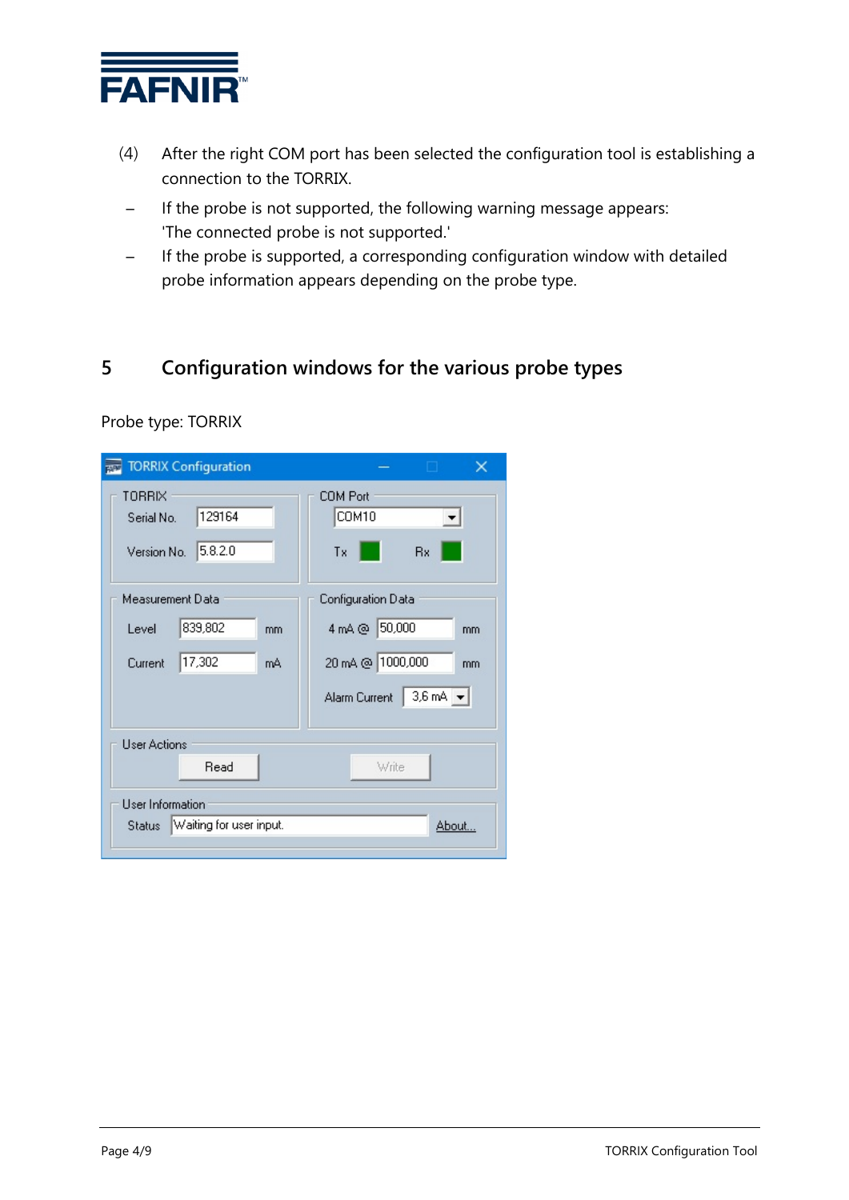(4) After the right COM port has been selected the configuration tool is establishing a connection to the TORRIX.

- If the probe is not supported, the following warning message appears: 'The connected probe is not supported.'
- If the probe is supported, a corresponding configuration window with detailed probe information appears depending on the probe type.

## 5 Configuration windows for the various probe types

Probe type: TORRIX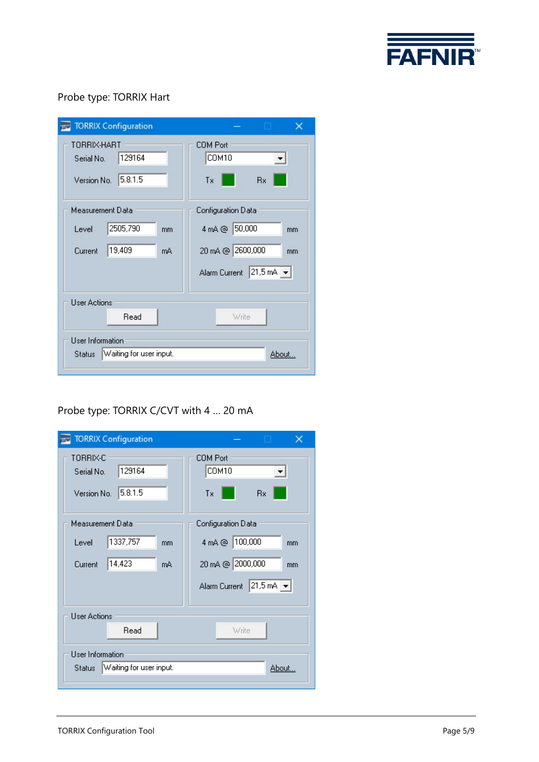Probe type: TORRIX Hart

TORRIX Configuration

TORRIX-HART

Serial No. 129164

Version No. 5.8.1.5

COM Port

COM10

Tx Rx

Measurement Data

Level 2505,790 mm

Current 19,409 mA

Configuration Data

4 mA @ 50,000 mm

20 mA @ 2600,000 mm

Alarm Current 21,5 mA

User Actions

Read Write

User Information

Status Waiting for user input.

About...

Probe type: TORRIX C/CVT with 4 … 20 mA

TORRIX Configuration

TORRIX-C

Serial No. 129164

Version No. 5.8.1.5

COM Port

COM10

Tx Rx

Measurement Data

Level 1337,757 mm

Current 14,423 mA

Configuration Data

4 mA @ 100,000 mm

20 mA @ 2000,000 mm

Alarm Current 21,5 mA

User Actions

Read Write

User Information

Status Waiting for user input.

About...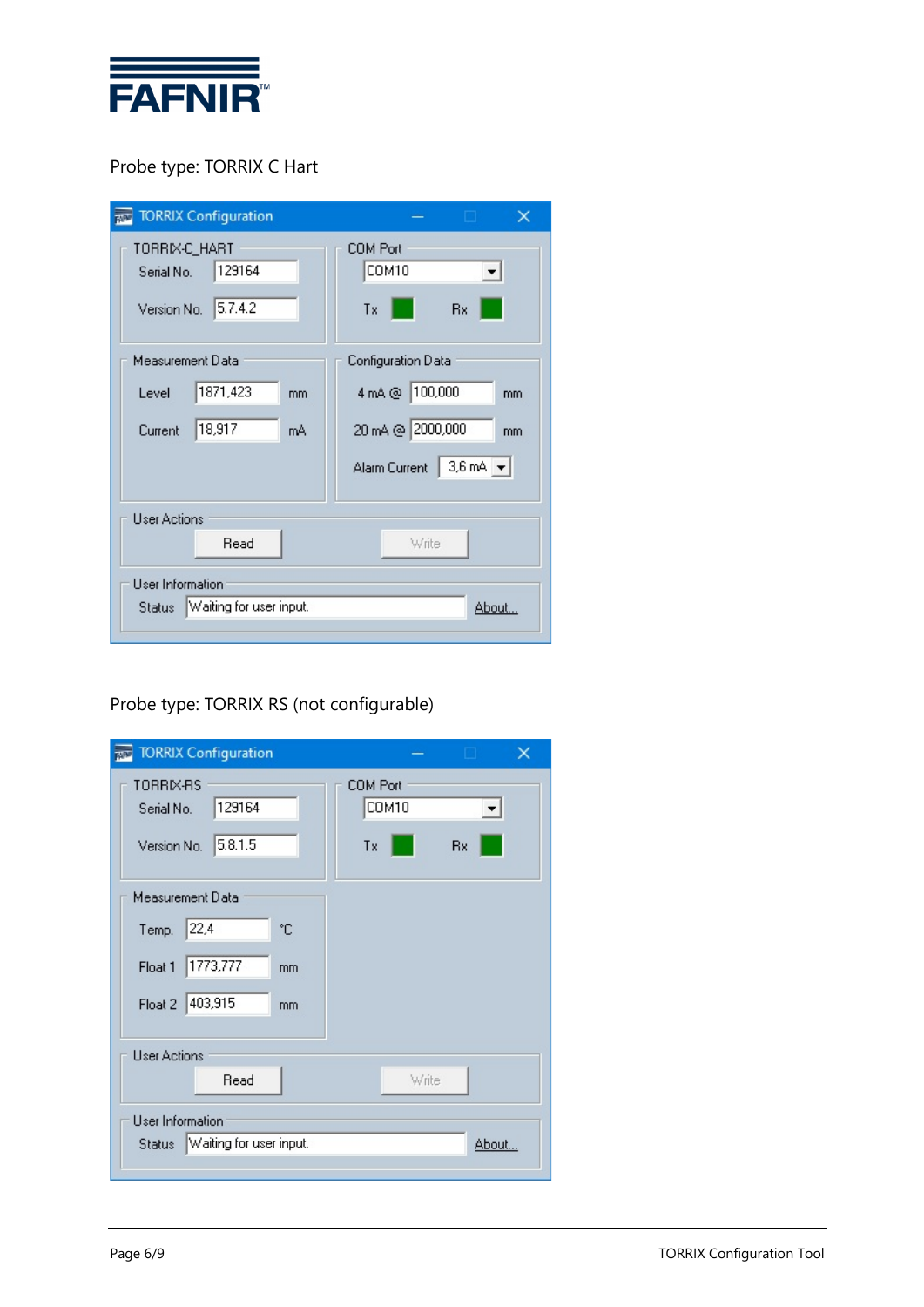Probe type: TORRIX C Hart

TORRIX Configuration

TORRIX-C_HART

Serial No. 129164

Version No. 5.7.4.2

COM Port

COM10

Tx Rx

Measurement Data

Level 1871,423 mm

Current 18,917 mA

Configuration Data

4 mA @ 100,000 mm

20 mA @ 2000,000 mm

Alarm Current 3,6 mA

User Actions

Read Write

User Information

Status Waiting for user input.

About...

Probe type: TORRIX RS (not configurable)

TORRIX Configuration

TORRIX-RS

Serial No. 129164

Version No. 5.8.1.5

COM Port

COM10

Tx Rx

Measurement Data

Temp. 22,4 °C

Float 1 1773,777 mm

Float 2 403,915 mm

User Actions

Read Write

User Information

Status Waiting for user input.

About...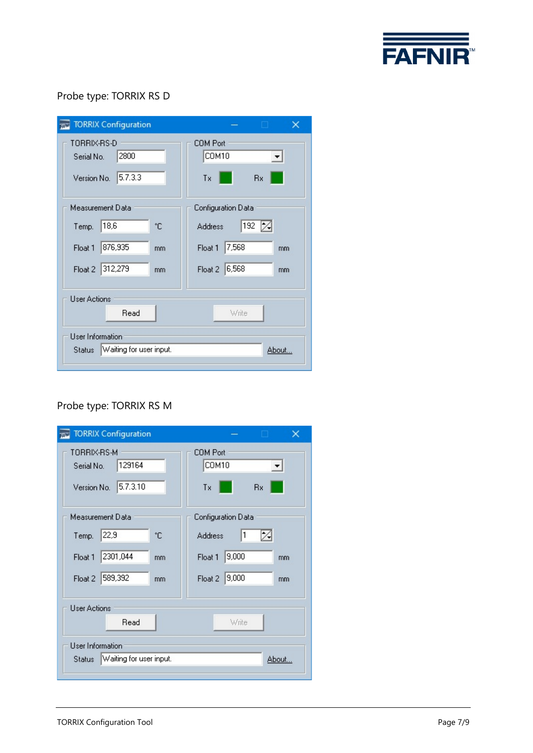Probe type: TORRIX RS D

**TORRIX Configuration**

TORRIX-RS-D
Serial No. 2800
Version No. 5.7.3.3

COM Port
COM10
Tx Rx

Measurement Data
Temp. 18,6 °C
Float 1 876,935 mm
Float 2 312,279 mm

Configuration Data
Address 192
Float 1 7,568 mm
Float 2 6,568 mm

User Actions
Read Write

User Information
Status Waiting for user input. About...

Probe type: TORRIX RS M

**TORRIX Configuration**

TORRIX-RS-M
Serial No. 129164
Version No. 5.7.3.10

COM Port
COM10
Tx Rx

Measurement Data
Temp. 22,9 °C
Float 1 2301,044 mm
Float 2 589,392 mm

Configuration Data
Address 1
Float 1 9,000 mm
Float 2 9,000 mm

User Actions
Read Write

User Information
Status Waiting for user input. About...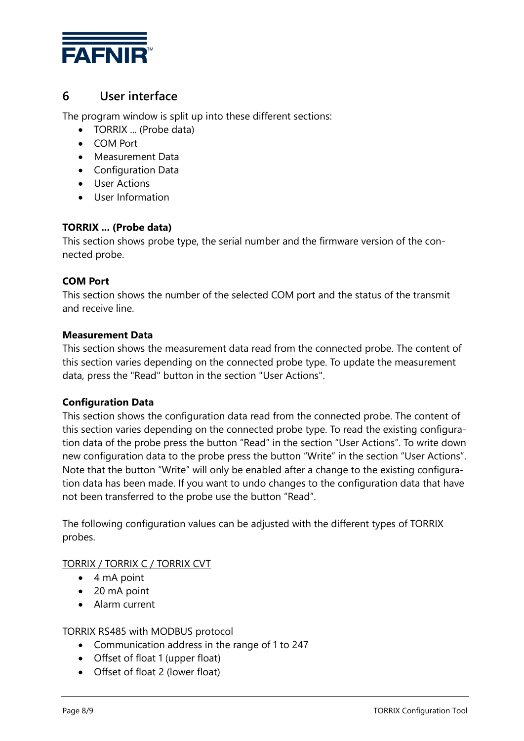# 6 User interface

The program window is split up into these different sections:

- TORRIX ... (Probe data)
- COM Port
- Measurement Data
- Configuration Data
- User Actions
- User Information

**TORRIX ... (Probe data)**

This section shows probe type, the serial number and the firmware version of the connected probe.

**COM Port**

This section shows the number of the selected COM port and the status of the transmit and receive line.

**Measurement Data**

This section shows the measurement data read from the connected probe. The content of this section varies depending on the connected probe type. To update the measurement data, press the "Read" button in the section "User Actions".

**Configuration Data**

This section shows the configuration data read from the connected probe. The content of this section varies depending on the connected probe type. To read the existing configuration data of the probe press the button “Read” in the section “User Actions”. To write down new configuration data to the probe press the button “Write” in the section “User Actions”. Note that the button “Write” will only be enabled after a change to the existing configuration data has been made. If you want to undo changes to the configuration data that have not been transferred to the probe use the button “Read”.

The following configuration values can be adjusted with the different types of TORRIX probes.

<u>TORRIX / TORRIX C / TORRIX CVT</u>

- 4 mA point
- 20 mA point
- Alarm current

<u>TORRIX RS485 with MODBUS protocol</u>

- Communication address in the range of 1 to 247
- Offset of float 1 (upper float)
- Offset of float 2 (lower float)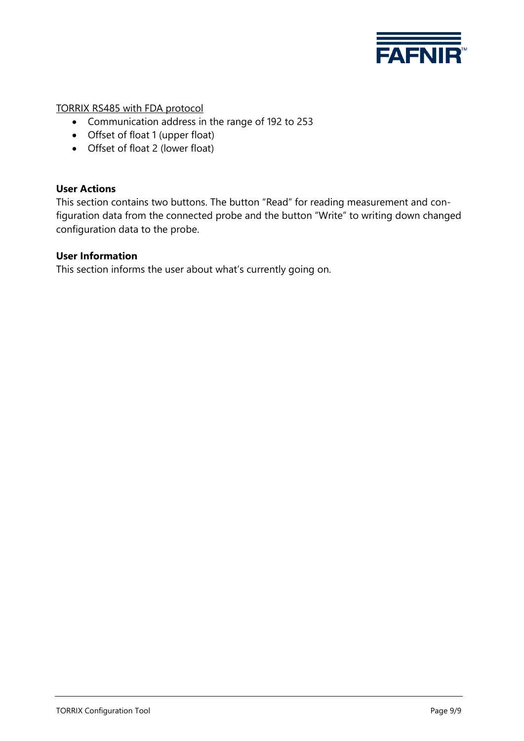<u>TORRIX RS485 with FDA protocol</u>

- Communication address in the range of 192 to 253
- Offset of float 1 (upper float)
- Offset of float 2 (lower float)

**User Actions**

This section contains two buttons. The button “Read“ for reading measurement and configuration data from the connected probe and the button “Write“ to writing down changed configuration data to the probe.

**User Information**

This section informs the user about what’s currently going on.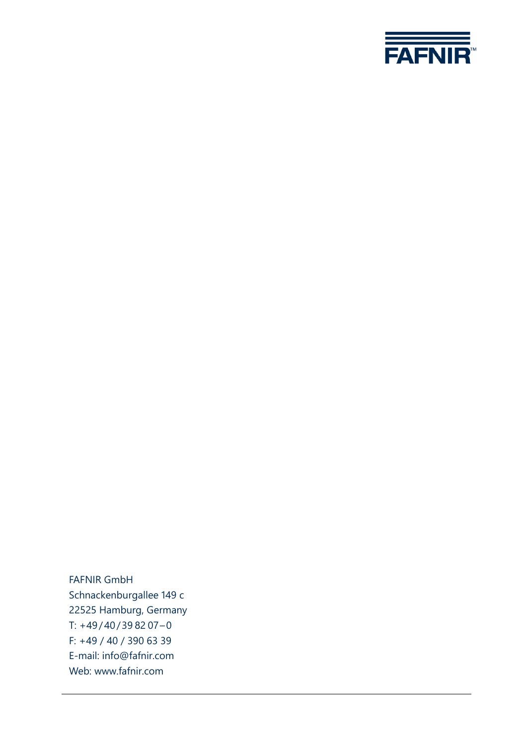FAFNIR GmbH
Schnackenburgallee 149 c
22525 Hamburg, Germany
T: +49 / 40 / 39 82 07 – 0
F: +49 / 40 / 390 63 39
E-mail: info@fafnir.com
Web: www.fafnir.com